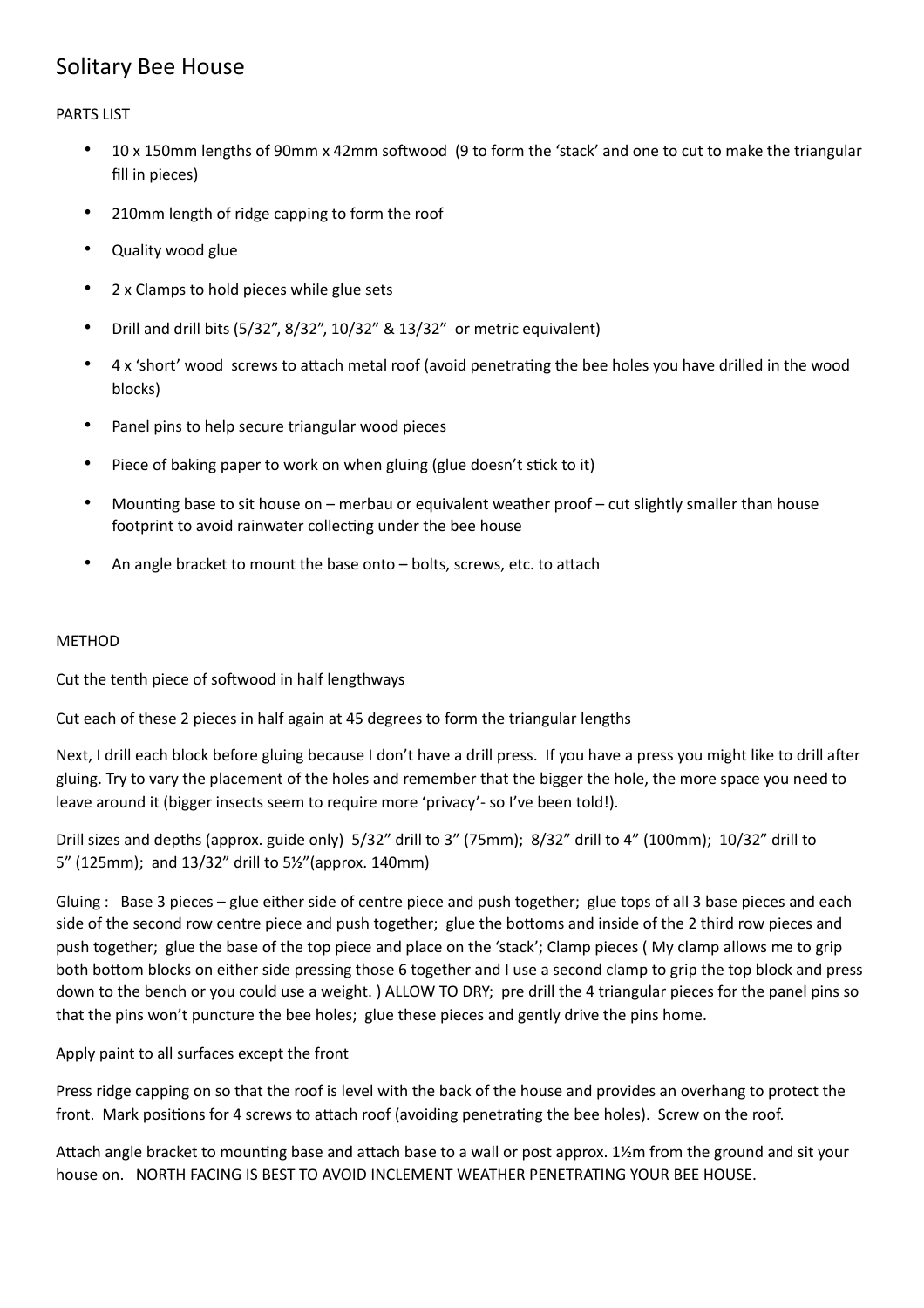# Solitary Bee House

PARTS LIST

- 10 x 150mm lengths of 90mm x 42mm softwood (9 to form the 'stack' and one to cut to make the triangular fill in pieces)
- 210mm length of ridge capping to form the roof
- Quality wood glue
- 2 x Clamps to hold pieces while glue sets
- Drill and drill bits (5/32", 8/32", 10/32" & 13/32" or metric equivalent)
- 4 x 'short' wood screws to attach metal roof (avoid penetrating the bee holes you have drilled in the wood blocks)
- Panel pins to help secure triangular wood pieces
- Piece of baking paper to work on when gluing (glue doesn't stick to it)
- Mounting base to sit house on – merbau or equivalent weather proof – cut slightly smaller than house footprint to avoid rainwater collecting under the bee house
- An angle bracket to mount the base onto – bolts, screws, etc. to attach

METHOD

Cut the tenth piece of softwood in half lengthways

Cut each of these 2 pieces in half again at 45 degrees to form the triangular lengths

Next, I drill each block before gluing because I don't have a drill press. If you have a press you might like to drill after gluing. Try to vary the placement of the holes and remember that the bigger the hole, the more space you need to leave around it (bigger insects seem to require more 'privacy'- so I've been told!).

Drill sizes and depths (approx. guide only) 5/32" drill to 3" (75mm); 8/32" drill to 4" (100mm); 10/32" drill to 5" (125mm); and 13/32" drill to 5½"(approx. 140mm)

Gluing : Base 3 pieces – glue either side of centre piece and push together; glue tops of all 3 base pieces and each side of the second row centre piece and push together; glue the bottoms and inside of the 2 third row pieces and push together; glue the base of the top piece and place on the 'stack'; Clamp pieces ( My clamp allows me to grip both bottom blocks on either side pressing those 6 together and I use a second clamp to grip the top block and press down to the bench or you could use a weight. ) ALLOW TO DRY; pre drill the 4 triangular pieces for the panel pins so that the pins won't puncture the bee holes; glue these pieces and gently drive the pins home.

Apply paint to all surfaces except the front

Press ridge capping on so that the roof is level with the back of the house and provides an overhang to protect the front. Mark positions for 4 screws to attach roof (avoiding penetrating the bee holes). Screw on the roof.

Attach angle bracket to mounting base and attach base to a wall or post approx. 1½m from the ground and sit your house on. NORTH FACING IS BEST TO AVOID INCLEMENT WEATHER PENETRATING YOUR BEE HOUSE.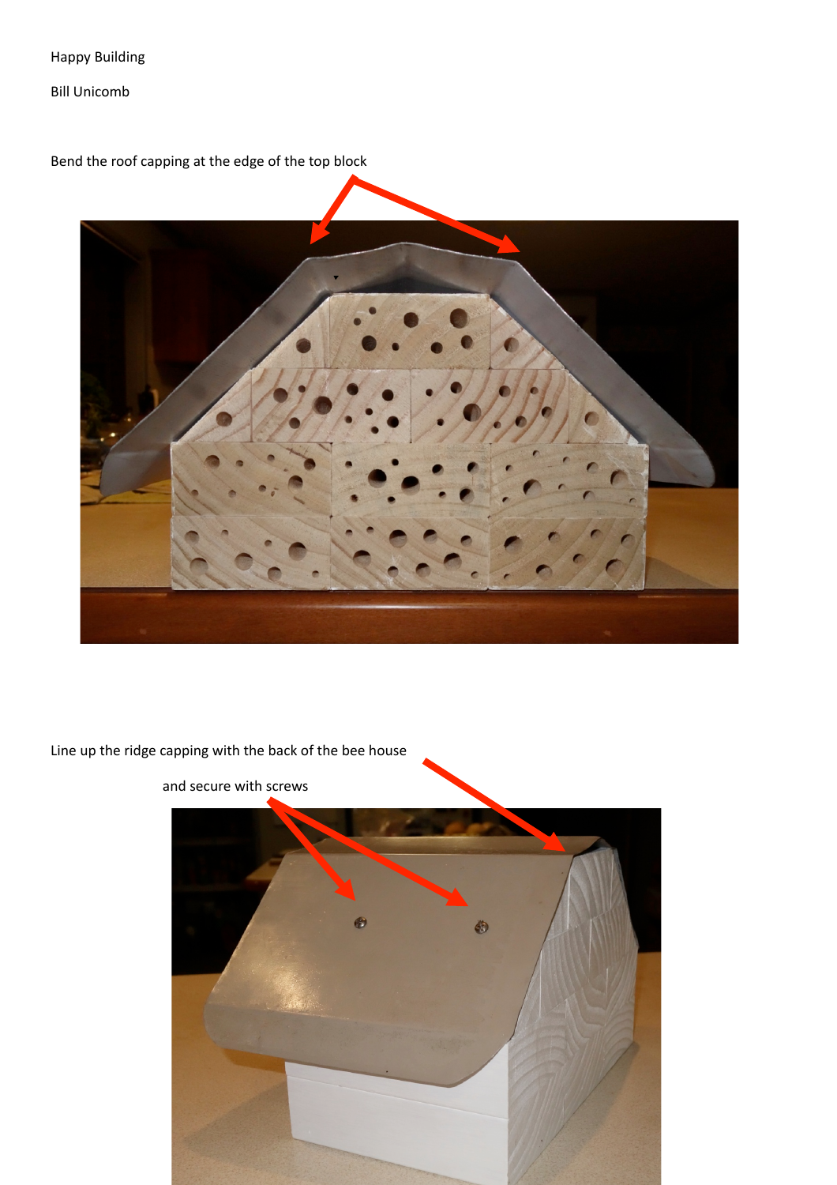Happy Building

Bill Unicomb

Bend the roof capping at the edge of the top block

Line up the ridge capping with the back of the bee house

and secure with screws